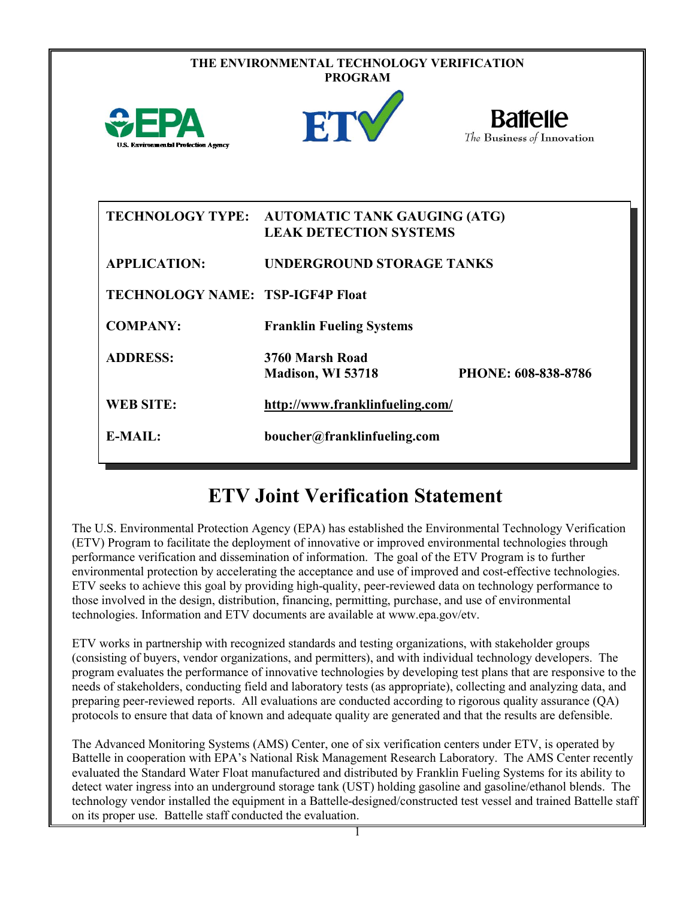**THE ENVIRONMENTAL TECHNOLOGY VERIFICATION PROGRAM**

| | |
|---|---|
| **TECHNOLOGY TYPE:** | **AUTOMATIC TANK GAUGING (ATG) LEAK DETECTION SYSTEMS** |
| **APPLICATION:** | **UNDERGROUND STORAGE TANKS** |
| **TECHNOLOGY NAME:** | **TSP-IGF4P Float** |
| **COMPANY:** | **Franklin Fueling Systems** |
| **ADDRESS:** | **3760 Marsh Road Madison, WI 53718** — **PHONE: 608-838-8786** |
| **WEB SITE:** | **http://www.franklinfueling.com/** |
| **E-MAIL:** | **boucher@franklinfueling.com** |

# ETV Joint Verification Statement

The U.S. Environmental Protection Agency (EPA) has established the Environmental Technology Verification (ETV) Program to facilitate the deployment of innovative or improved environmental technologies through performance verification and dissemination of information. The goal of the ETV Program is to further environmental protection by accelerating the acceptance and use of improved and cost-effective technologies. ETV seeks to achieve this goal by providing high-quality, peer-reviewed data on technology performance to those involved in the design, distribution, financing, permitting, purchase, and use of environmental technologies. Information and ETV documents are available at www.epa.gov/etv.

ETV works in partnership with recognized standards and testing organizations, with stakeholder groups (consisting of buyers, vendor organizations, and permitters), and with individual technology developers. The program evaluates the performance of innovative technologies by developing test plans that are responsive to the needs of stakeholders, conducting field and laboratory tests (as appropriate), collecting and analyzing data, and preparing peer-reviewed reports. All evaluations are conducted according to rigorous quality assurance (QA) protocols to ensure that data of known and adequate quality are generated and that the results are defensible.

The Advanced Monitoring Systems (AMS) Center, one of six verification centers under ETV, is operated by Battelle in cooperation with EPA's National Risk Management Research Laboratory. The AMS Center recently evaluated the Standard Water Float manufactured and distributed by Franklin Fueling Systems for its ability to detect water ingress into an underground storage tank (UST) holding gasoline and gasoline/ethanol blends. The technology vendor installed the equipment in a Battelle-designed/constructed test vessel and trained Battelle staff on its proper use. Battelle staff conducted the evaluation.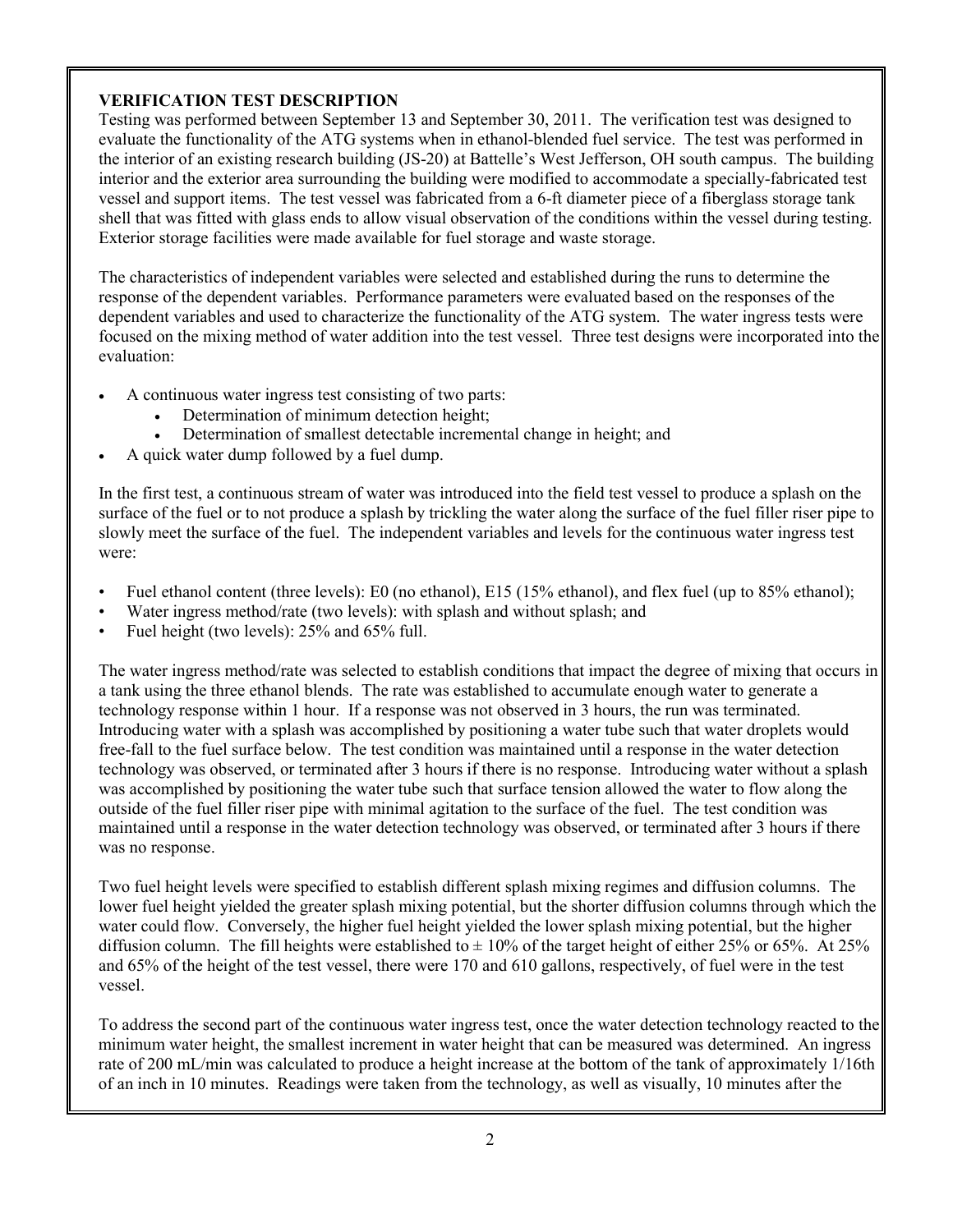## VERIFICATION TEST DESCRIPTION

Testing was performed between September 13 and September 30, 2011. The verification test was designed to evaluate the functionality of the ATG systems when in ethanol-blended fuel service. The test was performed in the interior of an existing research building (JS-20) at Battelle's West Jefferson, OH south campus. The building interior and the exterior area surrounding the building were modified to accommodate a specially-fabricated test vessel and support items. The test vessel was fabricated from a 6-ft diameter piece of a fiberglass storage tank shell that was fitted with glass ends to allow visual observation of the conditions within the vessel during testing. Exterior storage facilities were made available for fuel storage and waste storage.

The characteristics of independent variables were selected and established during the runs to determine the response of the dependent variables. Performance parameters were evaluated based on the responses of the dependent variables and used to characterize the functionality of the ATG system. The water ingress tests were focused on the mixing method of water addition into the test vessel. Three test designs were incorporated into the evaluation:

- A continuous water ingress test consisting of two parts:
  - Determination of minimum detection height;
  - Determination of smallest detectable incremental change in height; and
- A quick water dump followed by a fuel dump.

In the first test, a continuous stream of water was introduced into the field test vessel to produce a splash on the surface of the fuel or to not produce a splash by trickling the water along the surface of the fuel filler riser pipe to slowly meet the surface of the fuel. The independent variables and levels for the continuous water ingress test were:

- Fuel ethanol content (three levels): E0 (no ethanol), E15 (15% ethanol), and flex fuel (up to 85% ethanol);
- Water ingress method/rate (two levels): with splash and without splash; and
- Fuel height (two levels): 25% and 65% full.

The water ingress method/rate was selected to establish conditions that impact the degree of mixing that occurs in a tank using the three ethanol blends. The rate was established to accumulate enough water to generate a technology response within 1 hour. If a response was not observed in 3 hours, the run was terminated. Introducing water with a splash was accomplished by positioning a water tube such that water droplets would free-fall to the fuel surface below. The test condition was maintained until a response in the water detection technology was observed, or terminated after 3 hours if there is no response. Introducing water without a splash was accomplished by positioning the water tube such that surface tension allowed the water to flow along the outside of the fuel filler riser pipe with minimal agitation to the surface of the fuel. The test condition was maintained until a response in the water detection technology was observed, or terminated after 3 hours if there was no response.

Two fuel height levels were specified to establish different splash mixing regimes and diffusion columns. The lower fuel height yielded the greater splash mixing potential, but the shorter diffusion columns through which the water could flow. Conversely, the higher fuel height yielded the lower splash mixing potential, but the higher diffusion column. The fill heights were established to ± 10% of the target height of either 25% or 65%. At 25% and 65% of the height of the test vessel, there were 170 and 610 gallons, respectively, of fuel were in the test vessel.

To address the second part of the continuous water ingress test, once the water detection technology reacted to the minimum water height, the smallest increment in water height that can be measured was determined. An ingress rate of 200 mL/min was calculated to produce a height increase at the bottom of the tank of approximately 1/16th of an inch in 10 minutes. Readings were taken from the technology, as well as visually, 10 minutes after the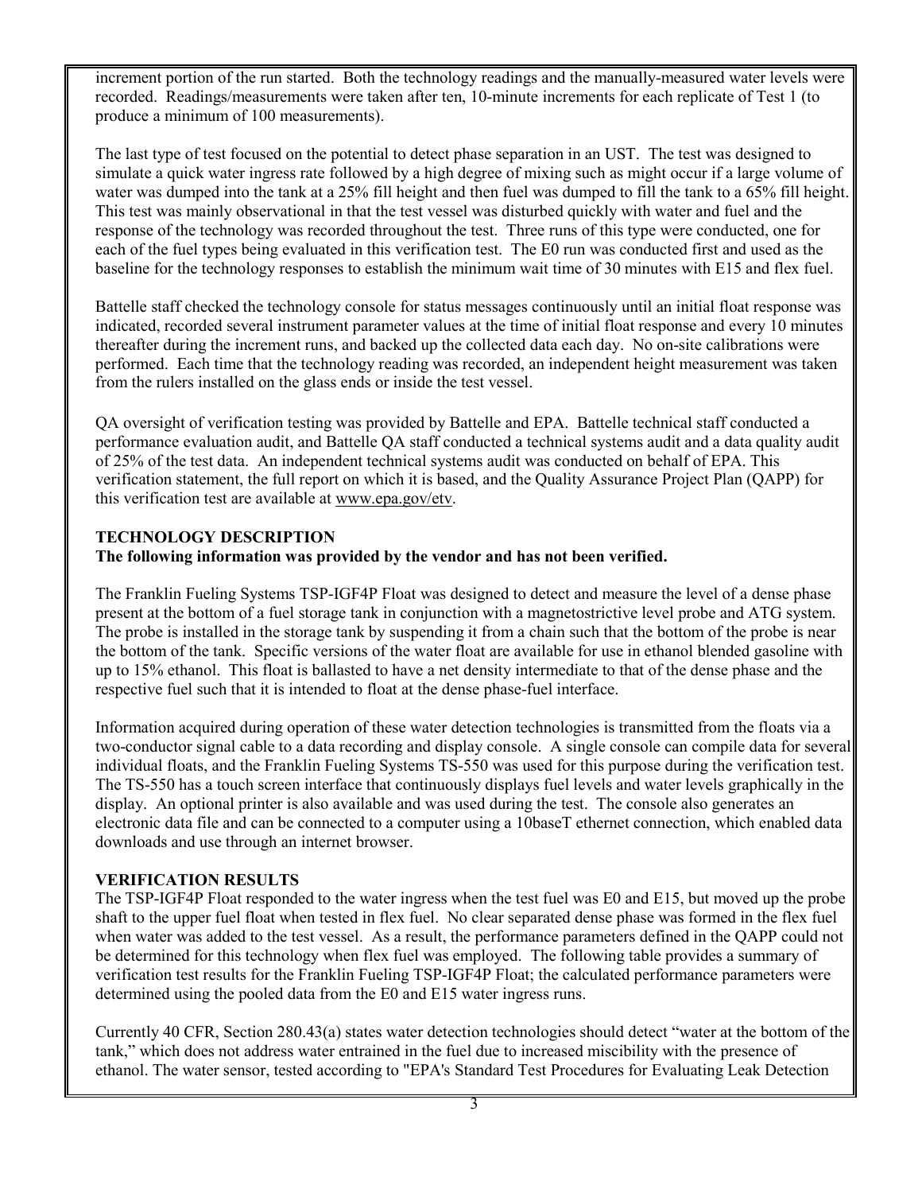increment portion of the run started. Both the technology readings and the manually-measured water levels were recorded. Readings/measurements were taken after ten, 10-minute increments for each replicate of Test 1 (to produce a minimum of 100 measurements).

The last type of test focused on the potential to detect phase separation in an UST. The test was designed to simulate a quick water ingress rate followed by a high degree of mixing such as might occur if a large volume of water was dumped into the tank at a 25% fill height and then fuel was dumped to fill the tank to a 65% fill height. This test was mainly observational in that the test vessel was disturbed quickly with water and fuel and the response of the technology was recorded throughout the test. Three runs of this type were conducted, one for each of the fuel types being evaluated in this verification test. The E0 run was conducted first and used as the baseline for the technology responses to establish the minimum wait time of 30 minutes with E15 and flex fuel.

Battelle staff checked the technology console for status messages continuously until an initial float response was indicated, recorded several instrument parameter values at the time of initial float response and every 10 minutes thereafter during the increment runs, and backed up the collected data each day. No on-site calibrations were performed. Each time that the technology reading was recorded, an independent height measurement was taken from the rulers installed on the glass ends or inside the test vessel.

QA oversight of verification testing was provided by Battelle and EPA. Battelle technical staff conducted a performance evaluation audit, and Battelle QA staff conducted a technical systems audit and a data quality audit of 25% of the test data. An independent technical systems audit was conducted on behalf of EPA. This verification statement, the full report on which it is based, and the Quality Assurance Project Plan (QAPP) for this verification test are available at www.epa.gov/etv.

## TECHNOLOGY DESCRIPTION

**The following information was provided by the vendor and has not been verified.**

The Franklin Fueling Systems TSP-IGF4P Float was designed to detect and measure the level of a dense phase present at the bottom of a fuel storage tank in conjunction with a magnetostrictive level probe and ATG system. The probe is installed in the storage tank by suspending it from a chain such that the bottom of the probe is near the bottom of the tank. Specific versions of the water float are available for use in ethanol blended gasoline with up to 15% ethanol. This float is ballasted to have a net density intermediate to that of the dense phase and the respective fuel such that it is intended to float at the dense phase-fuel interface.

Information acquired during operation of these water detection technologies is transmitted from the floats via a two-conductor signal cable to a data recording and display console. A single console can compile data for several individual floats, and the Franklin Fueling Systems TS-550 was used for this purpose during the verification test. The TS-550 has a touch screen interface that continuously displays fuel levels and water levels graphically in the display. An optional printer is also available and was used during the test. The console also generates an electronic data file and can be connected to a computer using a 10baseT ethernet connection, which enabled data downloads and use through an internet browser.

## VERIFICATION RESULTS

The TSP-IGF4P Float responded to the water ingress when the test fuel was E0 and E15, but moved up the probe shaft to the upper fuel float when tested in flex fuel. No clear separated dense phase was formed in the flex fuel when water was added to the test vessel. As a result, the performance parameters defined in the QAPP could not be determined for this technology when flex fuel was employed. The following table provides a summary of verification test results for the Franklin Fueling TSP-IGF4P Float; the calculated performance parameters were determined using the pooled data from the E0 and E15 water ingress runs.

Currently 40 CFR, Section 280.43(a) states water detection technologies should detect "water at the bottom of the tank," which does not address water entrained in the fuel due to increased miscibility with the presence of ethanol. The water sensor, tested according to "EPA's Standard Test Procedures for Evaluating Leak Detection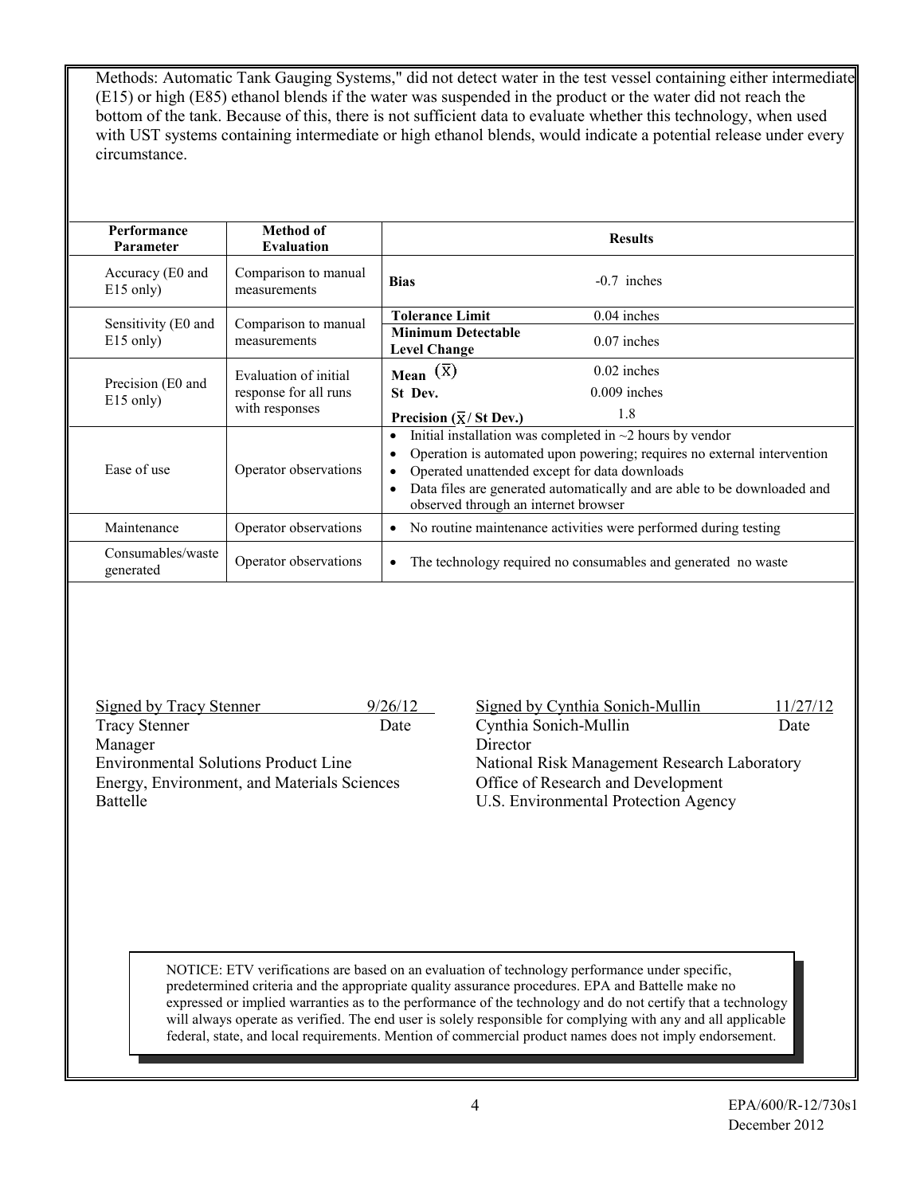Methods: Automatic Tank Gauging Systems," did not detect water in the test vessel containing either intermediate (E15) or high (E85) ethanol blends if the water was suspended in the product or the water did not reach the bottom of the tank. Because of this, there is not sufficient data to evaluate whether this technology, when used with UST systems containing intermediate or high ethanol blends, would indicate a potential release under every circumstance.

| Performance Parameter | Method of Evaluation | Results | |
|---|---|---|---|
| Accuracy (E0 and E15 only) | Comparison to manual measurements | **Bias** | -0.7 inches |
| Sensitivity (E0 and E15 only) | Comparison to manual measurements | **Tolerance Limit** | 0.04 inches |
| | | **Minimum Detectable Level Change** | 0.07 inches |
| Precision (E0 and E15 only) | Evaluation of initial response for all runs with responses | **Mean** $(\bar{x})$ | 0.02 inches |
| | | **St Dev.** | 0.009 inches |
| | | **Precision** $(\bar{x}$ **/ St Dev.)** | 1.8 |
| Ease of use | Operator observations | • Initial installation was completed in ~2 hours by vendor<br>• Operation is automated upon powering; requires no external intervention<br>• Operated unattended except for data downloads<br>• Data files are generated automatically and are able to be downloaded and observed through an internet browser | |
| Maintenance | Operator observations | • No routine maintenance activities were performed during testing | |
| Consumables/waste generated | Operator observations | • The technology required no consumables and generated no waste | |

Signed by Tracy Stenner 9/26/12
Tracy Stenner Date
Manager
Environmental Solutions Product Line
Energy, Environment, and Materials Sciences
Battelle

Signed by Cynthia Sonich-Mullin 11/27/12
Cynthia Sonich-Mullin Date
Director
National Risk Management Research Laboratory
Office of Research and Development
U.S. Environmental Protection Agency

NOTICE: ETV verifications are based on an evaluation of technology performance under specific, predetermined criteria and the appropriate quality assurance procedures. EPA and Battelle make no expressed or implied warranties as to the performance of the technology and do not certify that a technology will always operate as verified. The end user is solely responsible for complying with any and all applicable federal, state, and local requirements. Mention of commercial product names does not imply endorsement.

EPA/600/R-12/730s1
December 2012